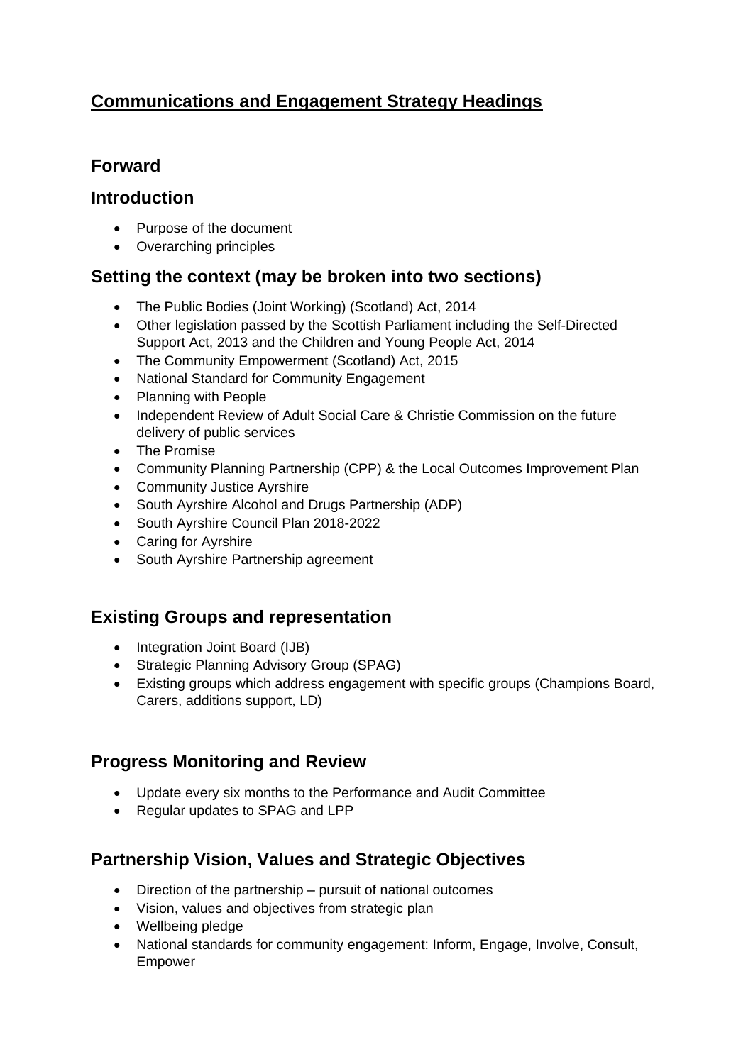# Communications and Engagement Strategy Headings

## Forward

## Introduction

- Purpose of the document
- Overarching principles

## Setting the context (may be broken into two sections)

- The Public Bodies (Joint Working) (Scotland) Act, 2014
- Other legislation passed by the Scottish Parliament including the Self-Directed Support Act, 2013 and the Children and Young People Act, 2014
- The Community Empowerment (Scotland) Act, 2015
- National Standard for Community Engagement
- Planning with People
- Independent Review of Adult Social Care & Christie Commission on the future delivery of public services
- The Promise
- Community Planning Partnership (CPP) & the Local Outcomes Improvement Plan
- Community Justice Ayrshire
- South Ayrshire Alcohol and Drugs Partnership (ADP)
- South Ayrshire Council Plan 2018-2022
- Caring for Ayrshire
- South Ayrshire Partnership agreement

## Existing Groups and representation

- Integration Joint Board (IJB)
- Strategic Planning Advisory Group (SPAG)
- Existing groups which address engagement with specific groups (Champions Board, Carers, additions support, LD)

## Progress Monitoring and Review

- Update every six months to the Performance and Audit Committee
- Regular updates to SPAG and LPP

## Partnership Vision, Values and Strategic Objectives

- Direction of the partnership – pursuit of national outcomes
- Vision, values and objectives from strategic plan
- Wellbeing pledge
- National standards for community engagement: Inform, Engage, Involve, Consult, Empower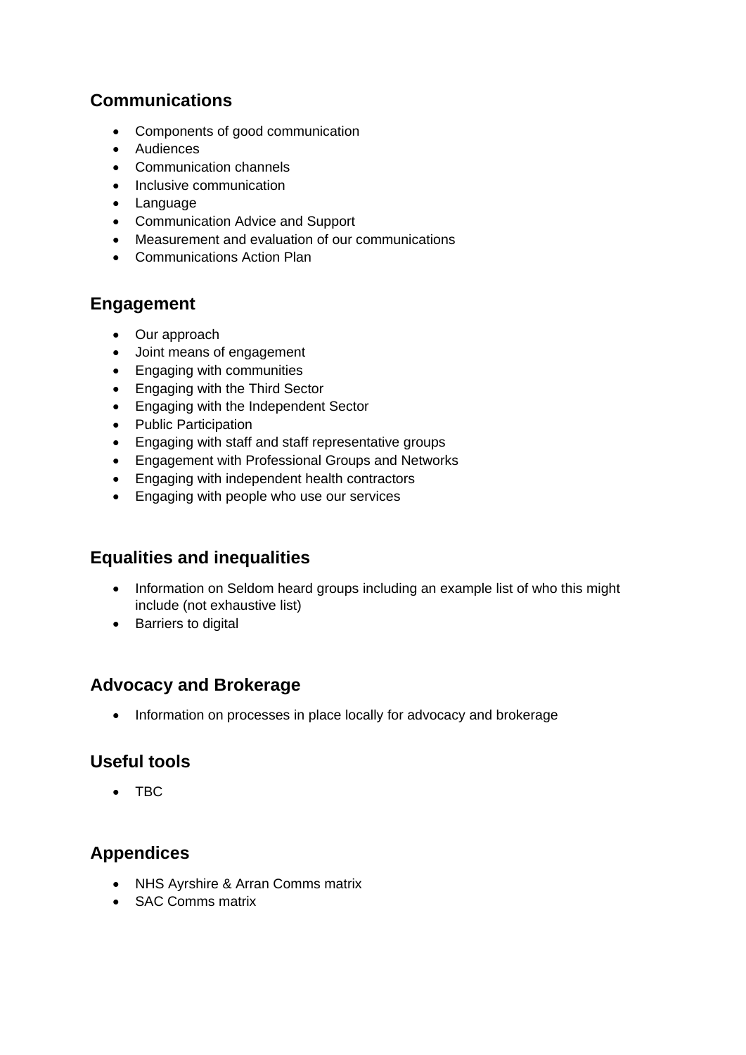## Communications

- Components of good communication
- Audiences
- Communication channels
- Inclusive communication
- Language
- Communication Advice and Support
- Measurement and evaluation of our communications
- Communications Action Plan

## Engagement

- Our approach
- Joint means of engagement
- Engaging with communities
- Engaging with the Third Sector
- Engaging with the Independent Sector
- Public Participation
- Engaging with staff and staff representative groups
- Engagement with Professional Groups and Networks
- Engaging with independent health contractors
- Engaging with people who use our services

## Equalities and inequalities

- Information on Seldom heard groups including an example list of who this might include (not exhaustive list)
- Barriers to digital

## Advocacy and Brokerage

- Information on processes in place locally for advocacy and brokerage

## Useful tools

- TBC

## Appendices

- NHS Ayrshire & Arran Comms matrix
- SAC Comms matrix